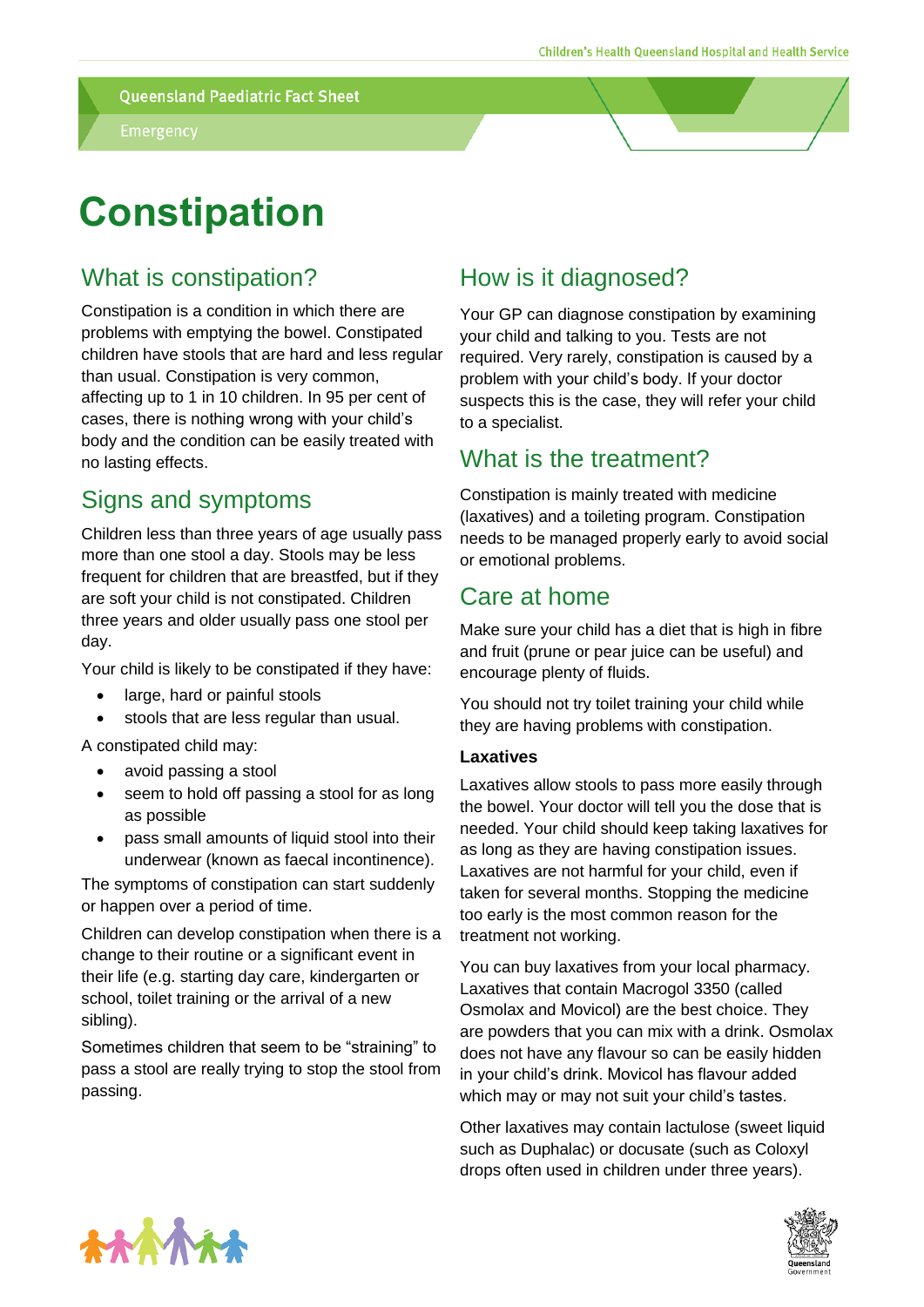Queensland Paediatric Fact Sheet

Emergency

# Constipation

## What is constipation?

Constipation is a condition in which there are problems with emptying the bowel. Constipated children have stools that are hard and less regular than usual. Constipation is very common, affecting up to 1 in 10 children. In 95 per cent of cases, there is nothing wrong with your child's body and the condition can be easily treated with no lasting effects.

## Signs and symptoms

Children less than three years of age usually pass more than one stool a day. Stools may be less frequent for children that are breastfed, but if they are soft your child is not constipated. Children three years and older usually pass one stool per day.

Your child is likely to be constipated if they have:

- large, hard or painful stools
- stools that are less regular than usual.

A constipated child may:

- avoid passing a stool
- seem to hold off passing a stool for as long as possible
- pass small amounts of liquid stool into their underwear (known as faecal incontinence).

The symptoms of constipation can start suddenly or happen over a period of time.

Children can develop constipation when there is a change to their routine or a significant event in their life (e.g. starting day care, kindergarten or school, toilet training or the arrival of a new sibling).

Sometimes children that seem to be "straining" to pass a stool are really trying to stop the stool from passing.

## How is it diagnosed?

Your GP can diagnose constipation by examining your child and talking to you. Tests are not required. Very rarely, constipation is caused by a problem with your child's body. If your doctor suspects this is the case, they will refer your child to a specialist.

## What is the treatment?

Constipation is mainly treated with medicine (laxatives) and a toileting program. Constipation needs to be managed properly early to avoid social or emotional problems.

## Care at home

Make sure your child has a diet that is high in fibre and fruit (prune or pear juice can be useful) and encourage plenty of fluids.

You should not try toilet training your child while they are having problems with constipation.

### Laxatives

Laxatives allow stools to pass more easily through the bowel. Your doctor will tell you the dose that is needed. Your child should keep taking laxatives for as long as they are having constipation issues. Laxatives are not harmful for your child, even if taken for several months. Stopping the medicine too early is the most common reason for the treatment not working.

You can buy laxatives from your local pharmacy. Laxatives that contain Macrogol 3350 (called Osmolax and Movicol) are the best choice. They are powders that you can mix with a drink. Osmolax does not have any flavour so can be easily hidden in your child's drink. Movicol has flavour added which may or may not suit your child's tastes.

Other laxatives may contain lactulose (sweet liquid such as Duphalac) or docusate (such as Coloxyl drops often used in children under three years).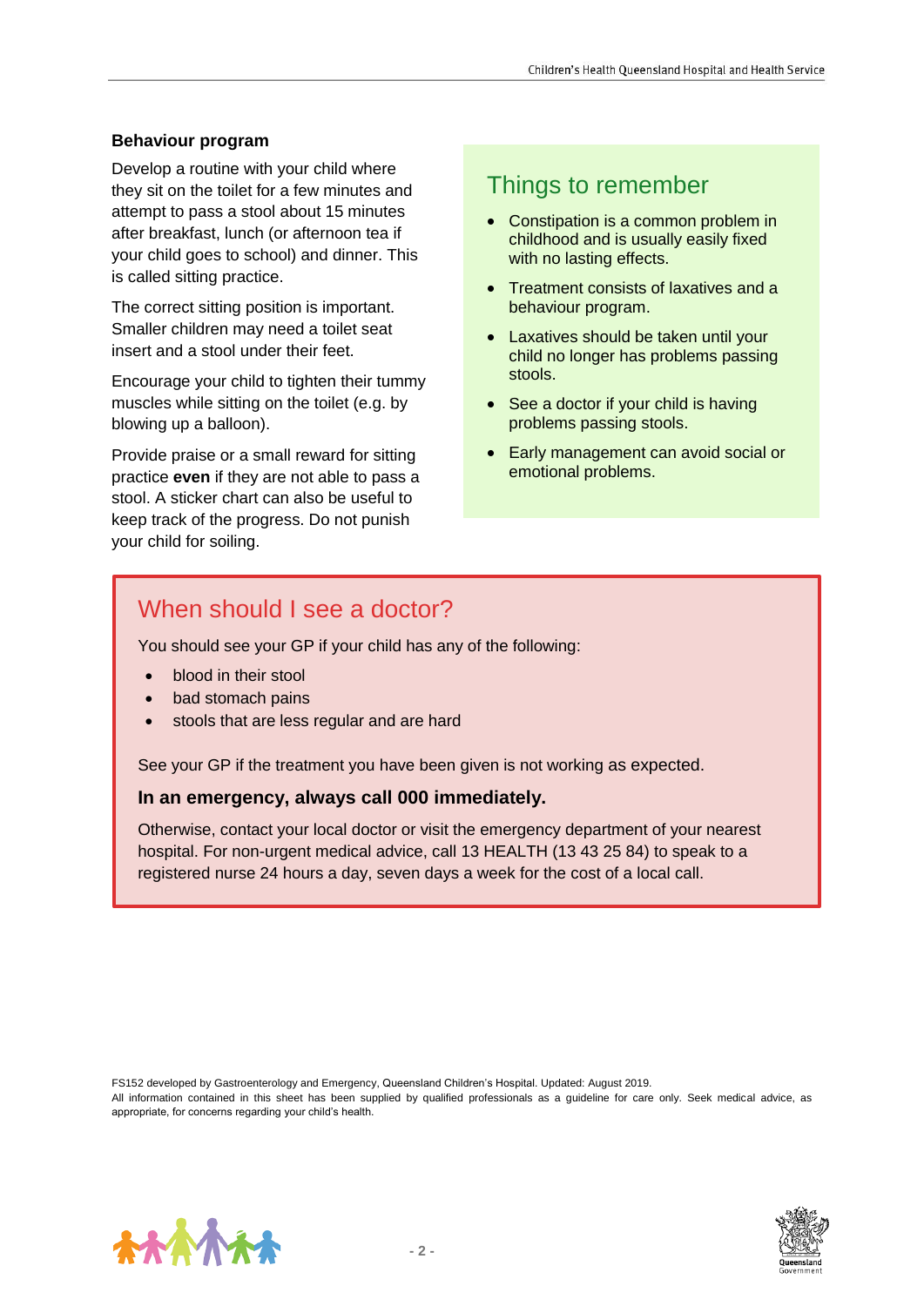### Behaviour program

Develop a routine with your child where they sit on the toilet for a few minutes and attempt to pass a stool about 15 minutes after breakfast, lunch (or afternoon tea if your child goes to school) and dinner. This is called sitting practice.

The correct sitting position is important. Smaller children may need a toilet seat insert and a stool under their feet.

Encourage your child to tighten their tummy muscles while sitting on the toilet (e.g. by blowing up a balloon).

Provide praise or a small reward for sitting practice **even** if they are not able to pass a stool. A sticker chart can also be useful to keep track of the progress. Do not punish your child for soiling.

## Things to remember

- Constipation is a common problem in childhood and is usually easily fixed with no lasting effects.
- Treatment consists of laxatives and a behaviour program.
- Laxatives should be taken until your child no longer has problems passing stools.
- See a doctor if your child is having problems passing stools.
- Early management can avoid social or emotional problems.

## When should I see a doctor?

You should see your GP if your child has any of the following:

- blood in their stool
- bad stomach pains
- stools that are less regular and are hard

See your GP if the treatment you have been given is not working as expected.

**In an emergency, always call 000 immediately.**

Otherwise, contact your local doctor or visit the emergency department of your nearest hospital. For non-urgent medical advice, call 13 HEALTH (13 43 25 84) to speak to a registered nurse 24 hours a day, seven days a week for the cost of a local call.

FS152 developed by Gastroenterology and Emergency, Queensland Children's Hospital. Updated: August 2019.
All information contained in this sheet has been supplied by qualified professionals as a guideline for care only. Seek medical advice, as appropriate, for concerns regarding your child's health.